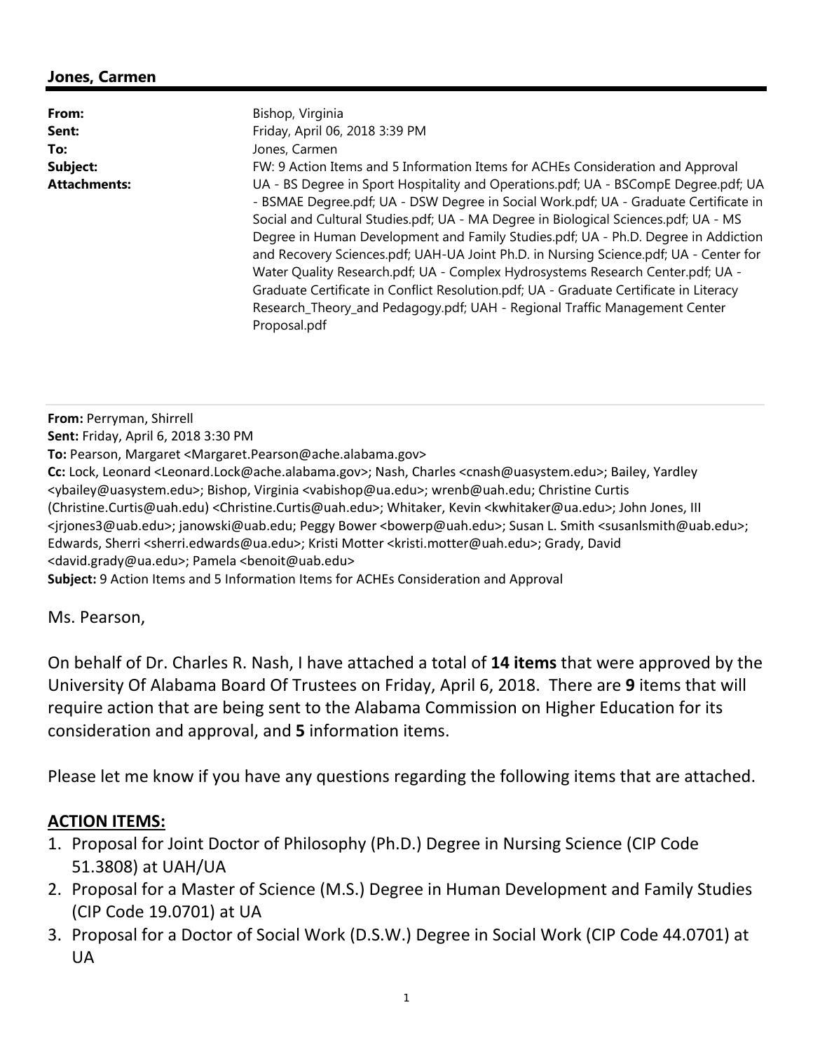**Jones, Carmen**

---

| | |
|---|---|
| **From:** | Bishop, Virginia |
| **Sent:** | Friday, April 06, 2018 3:39 PM |
| **To:** | Jones, Carmen |
| **Subject:** | FW: 9 Action Items and 5 Information Items for ACHEs Consideration and Approval |
| **Attachments:** | UA - BS Degree in Sport Hospitality and Operations.pdf; UA - BSCompE Degree.pdf; UA - BSMAE Degree.pdf; UA - DSW Degree in Social Work.pdf; UA - Graduate Certificate in Social and Cultural Studies.pdf; UA - MA Degree in Biological Sciences.pdf; UA - MS Degree in Human Development and Family Studies.pdf; UA - Ph.D. Degree in Addiction and Recovery Sciences.pdf; UAH-UA Joint Ph.D. in Nursing Science.pdf; UA - Center for Water Quality Research.pdf; UA - Complex Hydrosystems Research Center.pdf; UA - Graduate Certificate in Conflict Resolution.pdf; UA - Graduate Certificate in Literacy Research_Theory_and Pedagogy.pdf; UAH - Regional Traffic Management Center Proposal.pdf |

---

**From:** Perryman, Shirrell
**Sent:** Friday, April 6, 2018 3:30 PM
**To:** Pearson, Margaret <Margaret.Pearson@ache.alabama.gov>
**Cc:** Lock, Leonard <Leonard.Lock@ache.alabama.gov>; Nash, Charles <cnash@uasystem.edu>; Bailey, Yardley <ybailey@uasystem.edu>; Bishop, Virginia <vabishop@ua.edu>; wrenb@uah.edu; Christine Curtis (Christine.Curtis@uah.edu) <Christine.Curtis@uah.edu>; Whitaker, Kevin <kwhitaker@ua.edu>; John Jones, III <jrjones3@uab.edu>; janowski@uab.edu; Peggy Bower <bowerp@uah.edu>; Susan L. Smith <susanlsmith@uab.edu>; Edwards, Sherri <sherri.edwards@ua.edu>; Kristi Motter <kristi.motter@uah.edu>; Grady, David <david.grady@ua.edu>; Pamela <benoit@uab.edu>
**Subject:** 9 Action Items and 5 Information Items for ACHEs Consideration and Approval

Ms. Pearson,

On behalf of Dr. Charles R. Nash, I have attached a total of **14 items** that were approved by the University Of Alabama Board Of Trustees on Friday, April 6, 2018. There are **9** items that will require action that are being sent to the Alabama Commission on Higher Education for its consideration and approval, and **5** information items.

Please let me know if you have any questions regarding the following items that are attached.

**ACTION ITEMS:**

1. Proposal for Joint Doctor of Philosophy (Ph.D.) Degree in Nursing Science (CIP Code 51.3808) at UAH/UA
2. Proposal for a Master of Science (M.S.) Degree in Human Development and Family Studies (CIP Code 19.0701) at UA
3. Proposal for a Doctor of Social Work (D.S.W.) Degree in Social Work (CIP Code 44.0701) at UA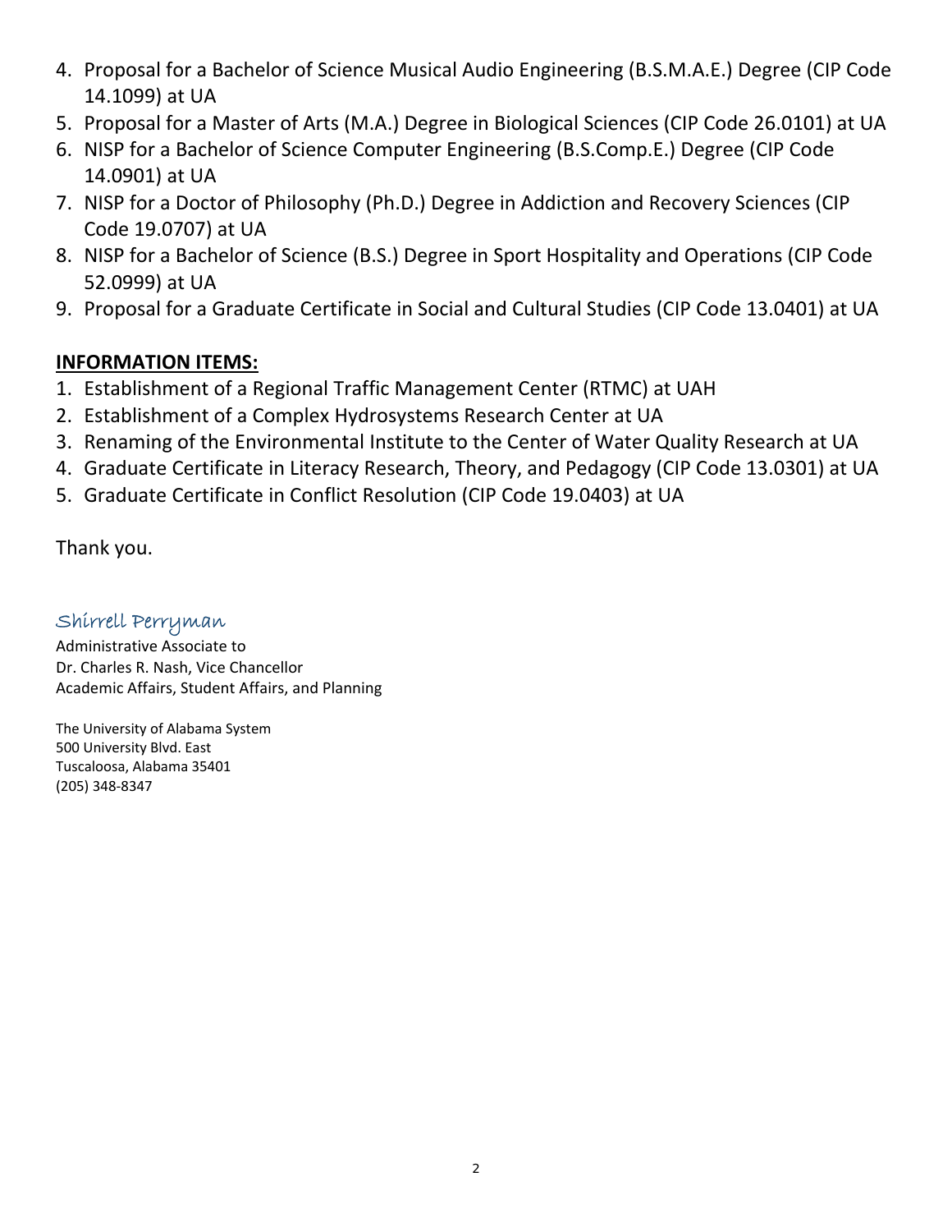4. Proposal for a Bachelor of Science Musical Audio Engineering (B.S.M.A.E.) Degree (CIP Code 14.1099) at UA
5. Proposal for a Master of Arts (M.A.) Degree in Biological Sciences (CIP Code 26.0101) at UA
6. NISP for a Bachelor of Science Computer Engineering (B.S.Comp.E.) Degree (CIP Code 14.0901) at UA
7. NISP for a Doctor of Philosophy (Ph.D.) Degree in Addiction and Recovery Sciences (CIP Code 19.0707) at UA
8. NISP for a Bachelor of Science (B.S.) Degree in Sport Hospitality and Operations (CIP Code 52.0999) at UA
9. Proposal for a Graduate Certificate in Social and Cultural Studies (CIP Code 13.0401) at UA

**INFORMATION ITEMS:**

1. Establishment of a Regional Traffic Management Center (RTMC) at UAH
2. Establishment of a Complex Hydrosystems Research Center at UA
3. Renaming of the Environmental Institute to the Center of Water Quality Research at UA
4. Graduate Certificate in Literacy Research, Theory, and Pedagogy (CIP Code 13.0301) at UA
5. Graduate Certificate in Conflict Resolution (CIP Code 19.0403) at UA

Thank you.

Shirrell Perryman
Administrative Associate to
Dr. Charles R. Nash, Vice Chancellor
Academic Affairs, Student Affairs, and Planning

The University of Alabama System
500 University Blvd. East
Tuscaloosa, Alabama 35401
(205) 348-8347